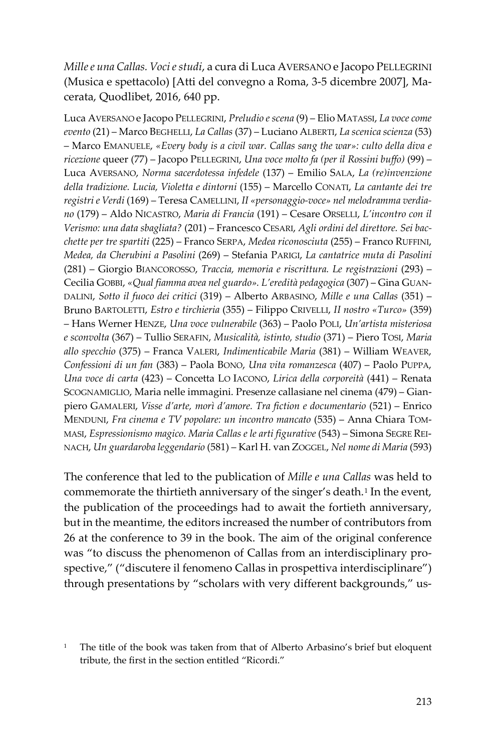*Mille e una Callas. Voci e studi*, a cura di Luca AVERSANO e Jacopo PELLEGRINI (Musica e spettacolo) [Atti del convegno a Roma, 3-5 dicembre 2007], Macerata, Quodlibet, 2016, 640 pp.

Luca AVERSANO e Jacopo PELLEGRINI, *Preludio e scena* (9) – Elio MATASSI, *La voce come evento* (21) – Marco BEGHELLI, *La Callas* (37) – Luciano ALBERTI, *La scenica scienza* (53) – Marco EMANUELE, *«Every body is a civil war. Callas sang the war»: culto della diva e ricezione* queer (77) – Jacopo PELLEGRINI, *Una voce molto fa (per il Rossini buffo)* (99) – Luca AVERSANO, *Norma sacerdotessa infedele* (137) – Emilio SALA, *La (re)invenzione della tradizione. Lucia, Violetta e dintorni* (155) – Marcello CONATI, *La cantante dei tre registri e Verdi* (169) – Teresa CAMELLINI, *Il «personaggio-voce» nel melodramma verdiano* (179) – Aldo NICASTRO, *Maria di Francia* (191) – Cesare ORSELLI, *L'incontro con il Verismo: una data sbagliata?* (201) – Francesco CESARI, *Agli ordini del direttore. Sei bacchette per tre spartiti* (225) – Franco SERPA, *Medea riconosciuta* (255) – Franco RUFFINI, *Medea, da Cherubini a Pasolini* (269) – Stefania PARIGI, *La cantatrice muta di Pasolini* (281) – Giorgio BIANCOROSSO, *Traccia, memoria e riscrittura. Le registrazioni* (293) – Cecilia GOBBI, *«Qual fiamma avea nel guardo». L'eredità pedagogica* (307) – Gina GUANDALINI, *Sotto il fuoco dei critici* (319) – Alberto ARBASINO, *Mille e una Callas* (351) – Bruno BARTOLETTI, *Estro e tirchieria* (355) – Filippo CRIVELLI, *Il nostro «Turco»* (359) – Hans Werner HENZE, *Una voce vulnerabile* (363) – Paolo POLI, *Un'artista misteriosa e sconvolta* (367) – Tullio SERAFIN, *Musicalità, istinto, studio* (371) – Piero TOSI, *Maria allo specchio* (375) – Franca VALERI, *Indimenticabile Maria* (381) – William WEAVER, *Confessioni di un fan* (383) – Paola BONO, *Una vita romanzesca* (407) – Paolo PUPPA, *Una voce di carta* (423) – Concetta LO IACONO, *Lirica della corporeità* (441) – Renata SCOGNAMIGLIO, Maria nelle immagini. Presenze callasiane nel cinema (479) – Gianpiero GAMALERI, *Visse d'arte, morì d'amore. Tra fiction e documentario* (521) – Enrico MENDUNI, *Fra cinema e TV popolare: un incontro mancato* (535) – Anna Chiara TOMMASI, *Espressionismo magico. Maria Callas e le arti figurative* (543) – Simona SEGRE REINACH, *Un guardaroba leggendario* (581) – Karl H. van ZOGGEL, *Nel nome di Maria* (593)

The conference that led to the publication of *Mille e una Callas* was held to commemorate the thirtieth anniversary of the singer's death.[1] In the event, the publication of the proceedings had to await the fortieth anniversary, but in the meantime, the editors increased the number of contributors from 26 at the conference to 39 in the book. The aim of the original conference was "to discuss the phenomenon of Callas from an interdisciplinary prospective," ("discutere il fenomeno Callas in prospettiva interdisciplinare") through presentations by "scholars with very different backgrounds," us-

[1] The title of the book was taken from that of Alberto Arbasino's brief but eloquent tribute, the first in the section entitled "Ricordi."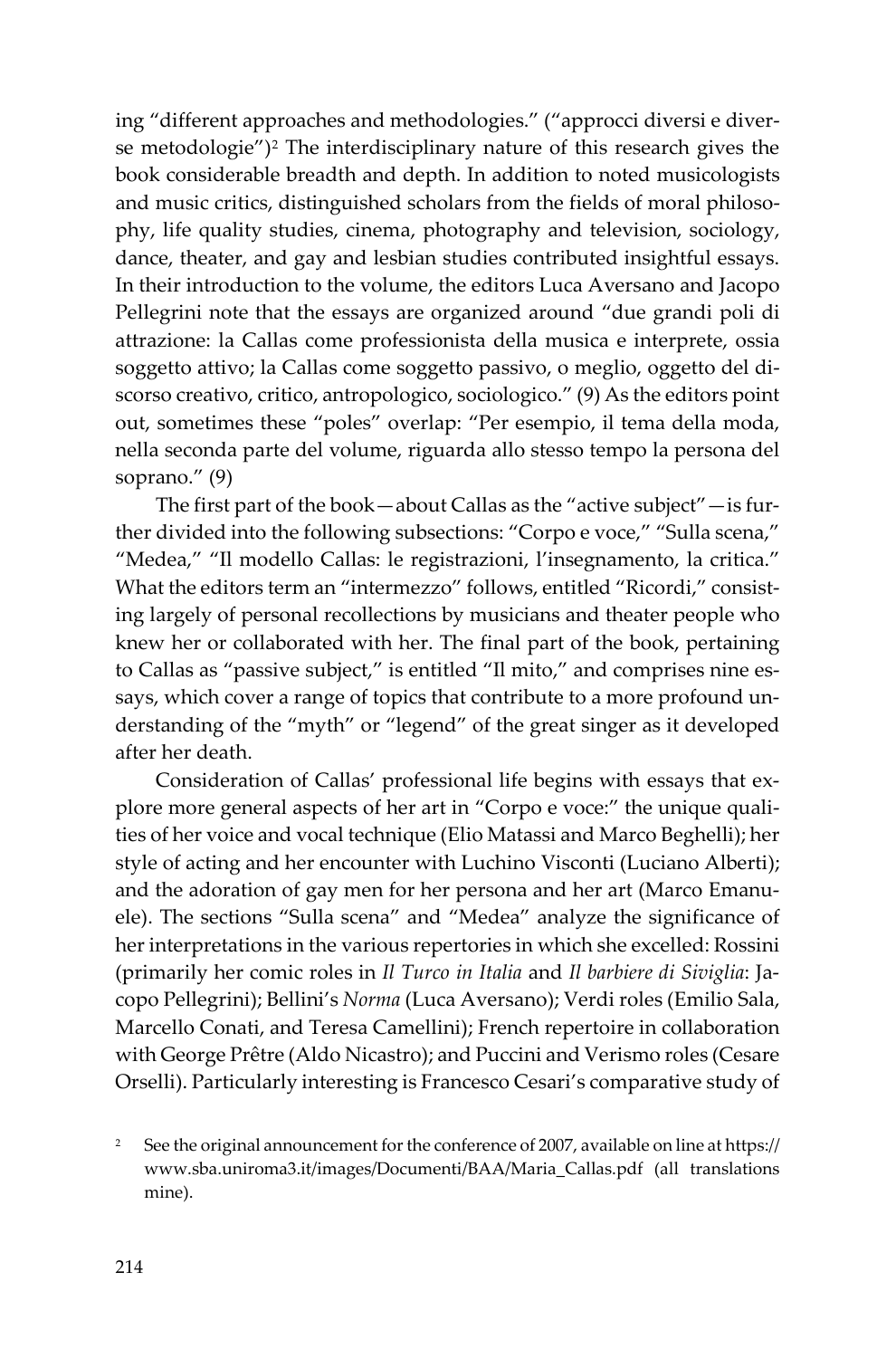ing "different approaches and methodologies." ("approcci diversi e diverse metodologie")[2] The interdisciplinary nature of this research gives the book considerable breadth and depth. In addition to noted musicologists and music critics, distinguished scholars from the fields of moral philosophy, life quality studies, cinema, photography and television, sociology, dance, theater, and gay and lesbian studies contributed insightful essays. In their introduction to the volume, the editors Luca Aversano and Jacopo Pellegrini note that the essays are organized around "due grandi poli di attrazione: la Callas come professionista della musica e interprete, ossia soggetto attivo; la Callas come soggetto passivo, o meglio, oggetto del discorso creativo, critico, antropologico, sociologico." (9) As the editors point out, sometimes these "poles" overlap: "Per esempio, il tema della moda, nella seconda parte del volume, riguarda allo stesso tempo la persona del soprano." (9)

The first part of the book—about Callas as the "active subject"—is further divided into the following subsections: "Corpo e voce," "Sulla scena," "Medea," "Il modello Callas: le registrazioni, l'insegnamento, la critica." What the editors term an "intermezzo" follows, entitled "Ricordi," consisting largely of personal recollections by musicians and theater people who knew her or collaborated with her. The final part of the book, pertaining to Callas as "passive subject," is entitled "Il mito," and comprises nine essays, which cover a range of topics that contribute to a more profound understanding of the "myth" or "legend" of the great singer as it developed after her death.

Consideration of Callas' professional life begins with essays that explore more general aspects of her art in "Corpo e voce:" the unique qualities of her voice and vocal technique (Elio Matassi and Marco Beghelli); her style of acting and her encounter with Luchino Visconti (Luciano Alberti); and the adoration of gay men for her persona and her art (Marco Emanuele). The sections "Sulla scena" and "Medea" analyze the significance of her interpretations in the various repertories in which she excelled: Rossini (primarily her comic roles in *Il Turco in Italia* and *Il barbiere di Siviglia*: Jacopo Pellegrini); Bellini's *Norma* (Luca Aversano); Verdi roles (Emilio Sala, Marcello Conati, and Teresa Camellini); French repertoire in collaboration with George Prêtre (Aldo Nicastro); and Puccini and Verismo roles (Cesare Orselli). Particularly interesting is Francesco Cesari's comparative study of

[2] See the original announcement for the conference of 2007, available on line at https://www.sba.uniroma3.it/images/Documenti/BAA/Maria_Callas.pdf (all translations mine).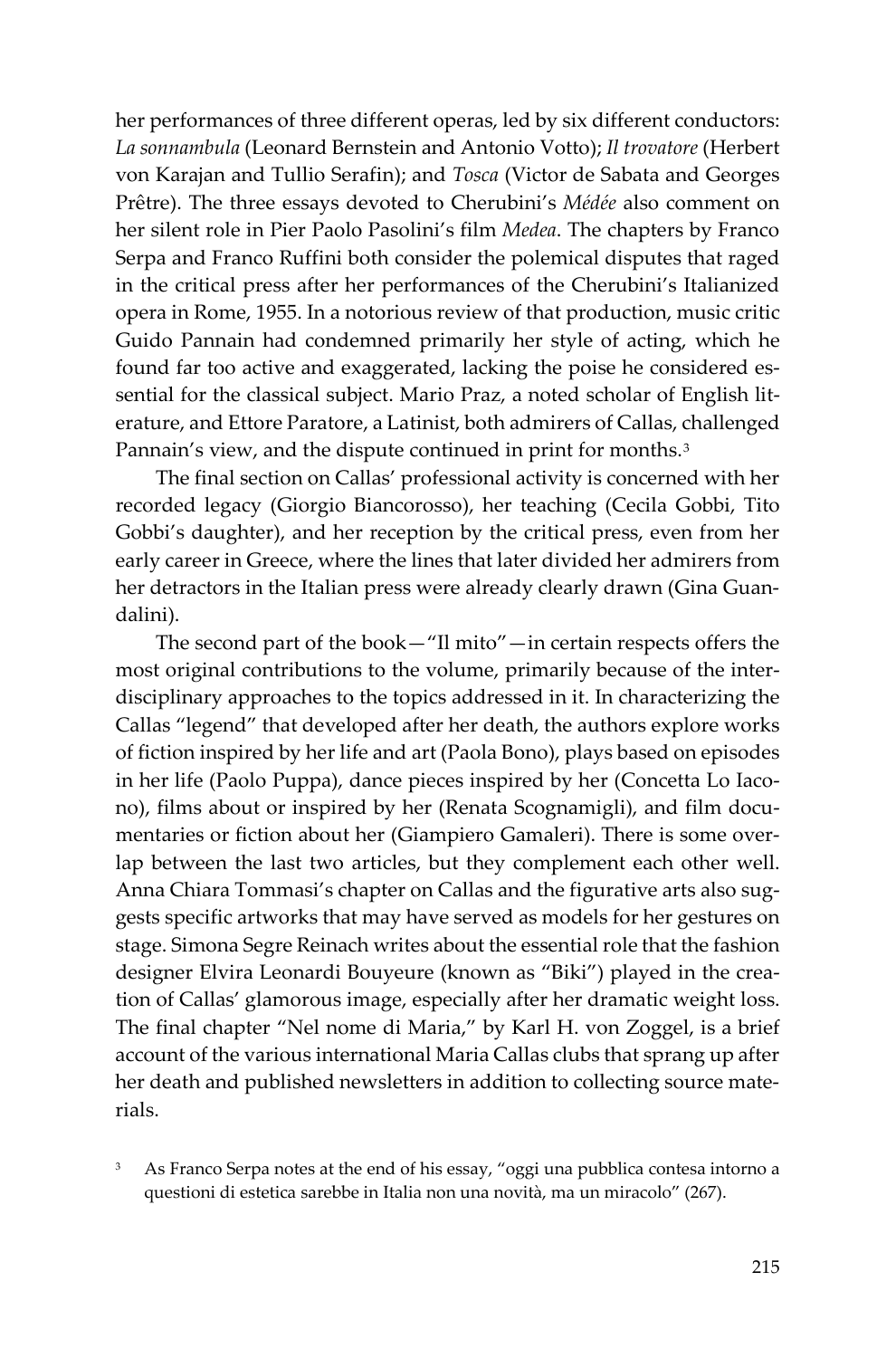her performances of three different operas, led by six different conductors: *La sonnambula* (Leonard Bernstein and Antonio Votto); *Il trovatore* (Herbert von Karajan and Tullio Serafin); and *Tosca* (Victor de Sabata and Georges Prêtre). The three essays devoted to Cherubini's *Médée* also comment on her silent role in Pier Paolo Pasolini's film *Medea*. The chapters by Franco Serpa and Franco Ruffini both consider the polemical disputes that raged in the critical press after her performances of the Cherubini's Italianized opera in Rome, 1955. In a notorious review of that production, music critic Guido Pannain had condemned primarily her style of acting, which he found far too active and exaggerated, lacking the poise he considered essential for the classical subject. Mario Praz, a noted scholar of English literature, and Ettore Paratore, a Latinist, both admirers of Callas, challenged Pannain's view, and the dispute continued in print for months.[3]

The final section on Callas' professional activity is concerned with her recorded legacy (Giorgio Biancorosso), her teaching (Cecila Gobbi, Tito Gobbi's daughter), and her reception by the critical press, even from her early career in Greece, where the lines that later divided her admirers from her detractors in the Italian press were already clearly drawn (Gina Guandalini).

The second part of the book—"Il mito"—in certain respects offers the most original contributions to the volume, primarily because of the interdisciplinary approaches to the topics addressed in it. In characterizing the Callas "legend" that developed after her death, the authors explore works of fiction inspired by her life and art (Paola Bono), plays based on episodes in her life (Paolo Puppa), dance pieces inspired by her (Concetta Lo Iacono), films about or inspired by her (Renata Scognamigli), and film documentaries or fiction about her (Giampiero Gamaleri). There is some overlap between the last two articles, but they complement each other well. Anna Chiara Tommasi's chapter on Callas and the figurative arts also suggests specific artworks that may have served as models for her gestures on stage. Simona Segre Reinach writes about the essential role that the fashion designer Elvira Leonardi Bouyeure (known as "Biki") played in the creation of Callas' glamorous image, especially after her dramatic weight loss. The final chapter "Nel nome di Maria," by Karl H. von Zoggel, is a brief account of the various international Maria Callas clubs that sprang up after her death and published newsletters in addition to collecting source materials.

[3] As Franco Serpa notes at the end of his essay, "oggi una pubblica contesa intorno a questioni di estetica sarebbe in Italia non una novità, ma un miracolo" (267).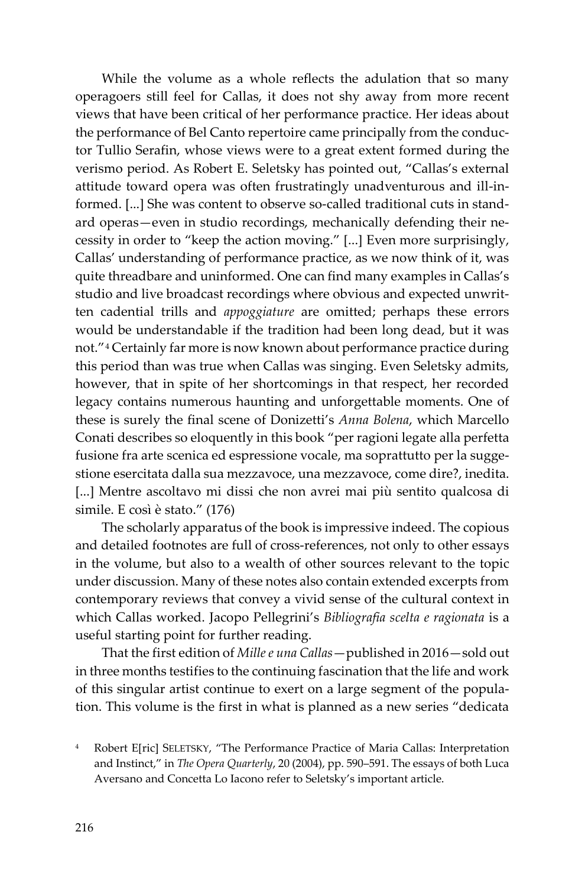While the volume as a whole reflects the adulation that so many operagoers still feel for Callas, it does not shy away from more recent views that have been critical of her performance practice. Her ideas about the performance of Bel Canto repertoire came principally from the conductor Tullio Serafin, whose views were to a great extent formed during the verismo period. As Robert E. Seletsky has pointed out, "Callas's external attitude toward opera was often frustratingly unadventurous and ill-informed. [...] She was content to observe so-called traditional cuts in standard operas—even in studio recordings, mechanically defending their necessity in order to "keep the action moving." [...] Even more surprisingly, Callas' understanding of performance practice, as we now think of it, was quite threadbare and uninformed. One can find many examples in Callas's studio and live broadcast recordings where obvious and expected unwritten cadential trills and *appoggiature* are omitted; perhaps these errors would be understandable if the tradition had been long dead, but it was not."[4] Certainly far more is now known about performance practice during this period than was true when Callas was singing. Even Seletsky admits, however, that in spite of her shortcomings in that respect, her recorded legacy contains numerous haunting and unforgettable moments. One of these is surely the final scene of Donizetti's *Anna Bolena*, which Marcello Conati describes so eloquently in this book "per ragioni legate alla perfetta fusione fra arte scenica ed espressione vocale, ma soprattutto per la suggestione esercitata dalla sua mezzavoce, una mezzavoce, come dire?, inedita. [...] Mentre ascoltavo mi dissi che non avrei mai più sentito qualcosa di simile. E così è stato." (176)

The scholarly apparatus of the book is impressive indeed. The copious and detailed footnotes are full of cross-references, not only to other essays in the volume, but also to a wealth of other sources relevant to the topic under discussion. Many of these notes also contain extended excerpts from contemporary reviews that convey a vivid sense of the cultural context in which Callas worked. Jacopo Pellegrini's *Bibliografia scelta e ragionata* is a useful starting point for further reading.

That the first edition of *Mille e una Callas*—published in 2016—sold out in three months testifies to the continuing fascination that the life and work of this singular artist continue to exert on a large segment of the population. This volume is the first in what is planned as a new series "dedicata

[4] Robert E[ric] SELETSKY, "The Performance Practice of Maria Callas: Interpretation and Instinct," in *The Opera Quarterly*, 20 (2004), pp. 590–591. The essays of both Luca Aversano and Concetta Lo Iacono refer to Seletsky's important article.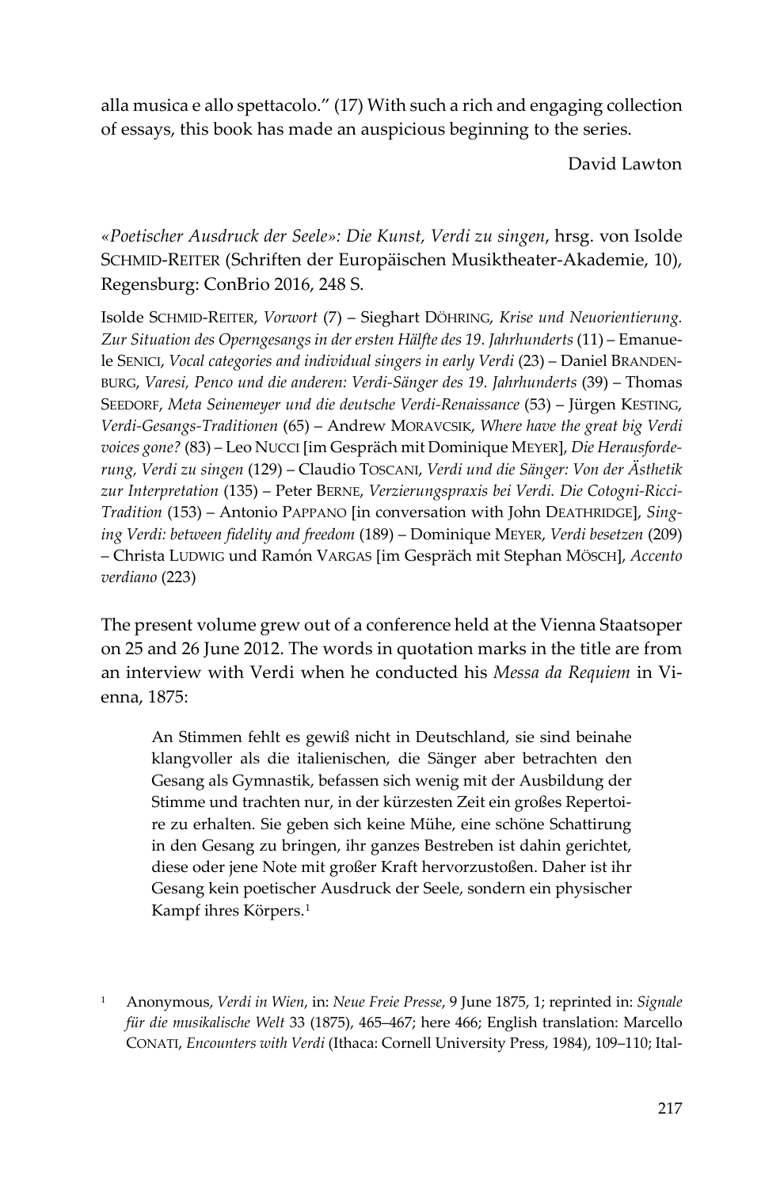alla musica e allo spettacolo." (17) With such a rich and engaging collection of essays, this book has made an auspicious beginning to the series.

David Lawton

*«Poetischer Ausdruck der Seele»: Die Kunst, Verdi zu singen*, hrsg. von Isolde SCHMID-REITER (Schriften der Europäischen Musiktheater-Akademie, 10), Regensburg: ConBrio 2016, 248 S.

Isolde SCHMID-REITER, *Vorwort* (7) – Sieghart DÖHRING, *Krise und Neuorientierung. Zur Situation des Operngesangs in der ersten Hälfte des 19. Jahrhunderts* (11) – Emanuele SENICI, *Vocal categories and individual singers in early Verdi* (23) – Daniel BRANDENBURG, *Varesi, Penco und die anderen: Verdi-Sänger des 19. Jahrhunderts* (39) – Thomas SEEDORF, *Meta Seinemeyer und die deutsche Verdi-Renaissance* (53) – Jürgen KESTING, *Verdi-Gesangs-Traditionen* (65) – Andrew MORAVCSIK, *Where have the great big Verdi voices gone?* (83) – Leo NUCCI [im Gespräch mit Dominique MEYER], *Die Herausforderung, Verdi zu singen* (129) – Claudio TOSCANI, *Verdi und die Sänger: Von der Ästhetik zur Interpretation* (135) – Peter BERNE, *Verzierungspraxis bei Verdi. Die Cotogni-Ricci-Tradition* (153) – Antonio PAPPANO [in conversation with John DEATHRIDGE], *Singing Verdi: between fidelity and freedom* (189) – Dominique MEYER, *Verdi besetzen* (209) – Christa LUDWIG und Ramón VARGAS [im Gespräch mit Stephan MÖSCH], *Accento verdiano* (223)

The present volume grew out of a conference held at the Vienna Staatsoper on 25 and 26 June 2012. The words in quotation marks in the title are from an interview with Verdi when he conducted his *Messa da Requiem* in Vienna, 1875:

> An Stimmen fehlt es gewiß nicht in Deutschland, sie sind beinahe klangvoller als die italienischen, die Sänger aber betrachten den Gesang als Gymnastik, befassen sich wenig mit der Ausbildung der Stimme und trachten nur, in der kürzesten Zeit ein großes Repertoire zu erhalten. Sie geben sich keine Mühe, eine schöne Schattirung in den Gesang zu bringen, ihr ganzes Bestreben ist dahin gerichtet, diese oder jene Note mit großer Kraft hervorzustoßen. Daher ist ihr Gesang kein poetischer Ausdruck der Seele, sondern ein physischer Kampf ihres Körpers.[1]

[1] Anonymous, *Verdi in Wien*, in: *Neue Freie Presse*, 9 June 1875, 1; reprinted in: *Signale für die musikalische Welt* 33 (1875), 465–467; here 466; English translation: Marcello CONATI, *Encounters with Verdi* (Ithaca: Cornell University Press, 1984), 109–110; Ital-